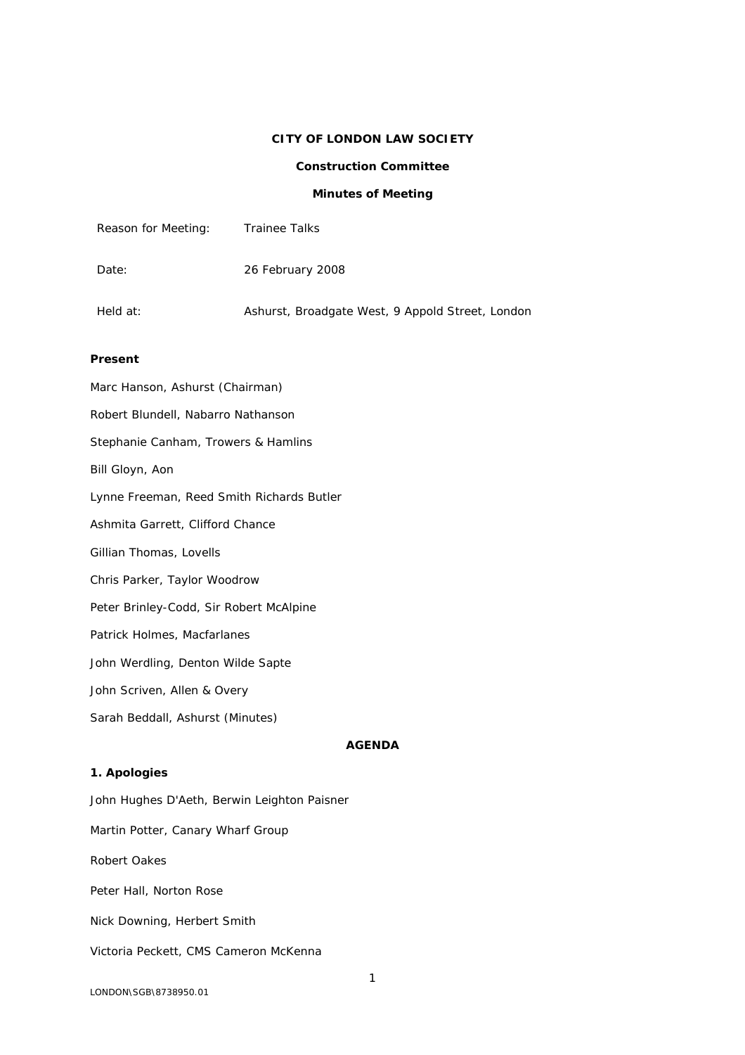**CITY OF LONDON LAW SOCIETY**

**Construction Committee**

**Minutes of Meeting**

| | |
|---|---|
| Reason for Meeting: | Trainee Talks |
| Date: | 26 February 2008 |
| Held at: | Ashurst, Broadgate West, 9 Appold Street, London |

**Present**

Marc Hanson, Ashurst (Chairman)

Robert Blundell, Nabarro Nathanson

Stephanie Canham, Trowers & Hamlins

Bill Gloyn, Aon

Lynne Freeman, Reed Smith Richards Butler

Ashmita Garrett, Clifford Chance

Gillian Thomas, Lovells

Chris Parker, Taylor Woodrow

Peter Brinley-Codd, Sir Robert McAlpine

Patrick Holmes, Macfarlanes

John Werdling, Denton Wilde Sapte

John Scriven, Allen & Overy

Sarah Beddall, Ashurst (Minutes)

**AGENDA**

**1. Apologies**

John Hughes D'Aeth, Berwin Leighton Paisner

Martin Potter, Canary Wharf Group

Robert Oakes

Peter Hall, Norton Rose

Nick Downing, Herbert Smith

Victoria Peckett, CMS Cameron McKenna

LONDON\SGB\8738950.01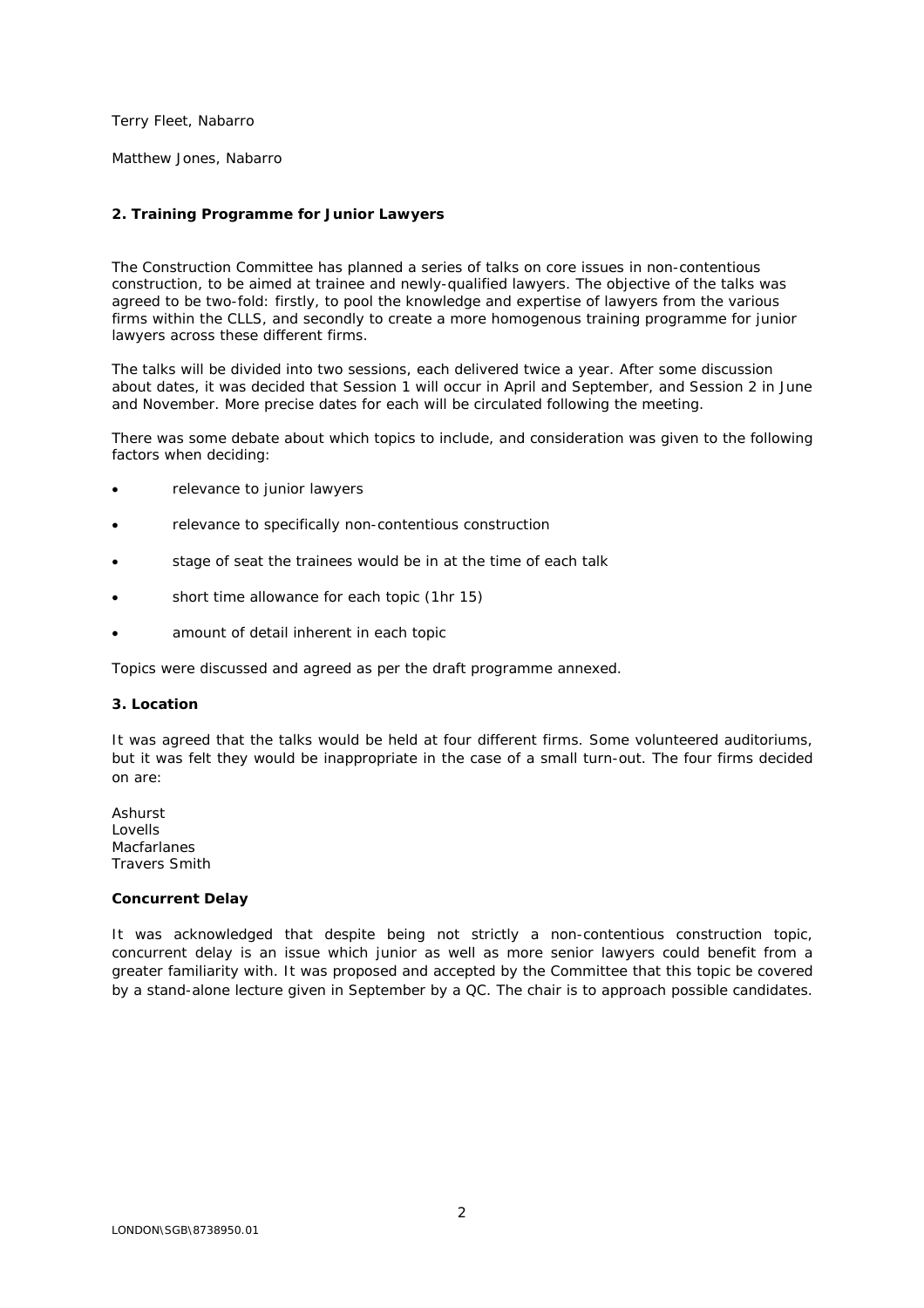Terry Fleet, Nabarro

Matthew Jones, Nabarro

**2. Training Programme for Junior Lawyers**

The Construction Committee has planned a series of talks on core issues in non-contentious construction, to be aimed at trainee and newly-qualified lawyers. The objective of the talks was agreed to be two-fold: firstly, to pool the knowledge and expertise of lawyers from the various firms within the CLLS, and secondly to create a more homogenous training programme for junior lawyers across these different firms.

The talks will be divided into two sessions, each delivered twice a year. After some discussion about dates, it was decided that Session 1 will occur in April and September, and Session 2 in June and November. More precise dates for each will be circulated following the meeting.

There was some debate about which topics to include, and consideration was given to the following factors when deciding:

- relevance to junior lawyers
- relevance to specifically non-contentious construction
- stage of seat the trainees would be in at the time of each talk
- short time allowance for each topic (1hr 15)
- amount of detail inherent in each topic

Topics were discussed and agreed as per the draft programme annexed.

**3. Location**

It was agreed that the talks would be held at four different firms. Some volunteered auditoriums, but it was felt they would be inappropriate in the case of a small turn-out. The four firms decided on are:

Ashurst
Lovells
Macfarlanes
Travers Smith

**Concurrent Delay**

It was acknowledged that despite being not strictly a non-contentious construction topic, concurrent delay is an issue which junior as well as more senior lawyers could benefit from a greater familiarity with. It was proposed and accepted by the Committee that this topic be covered by a stand-alone lecture given in September by a QC. The chair is to approach possible candidates.

LONDON\SGB\8738950.01